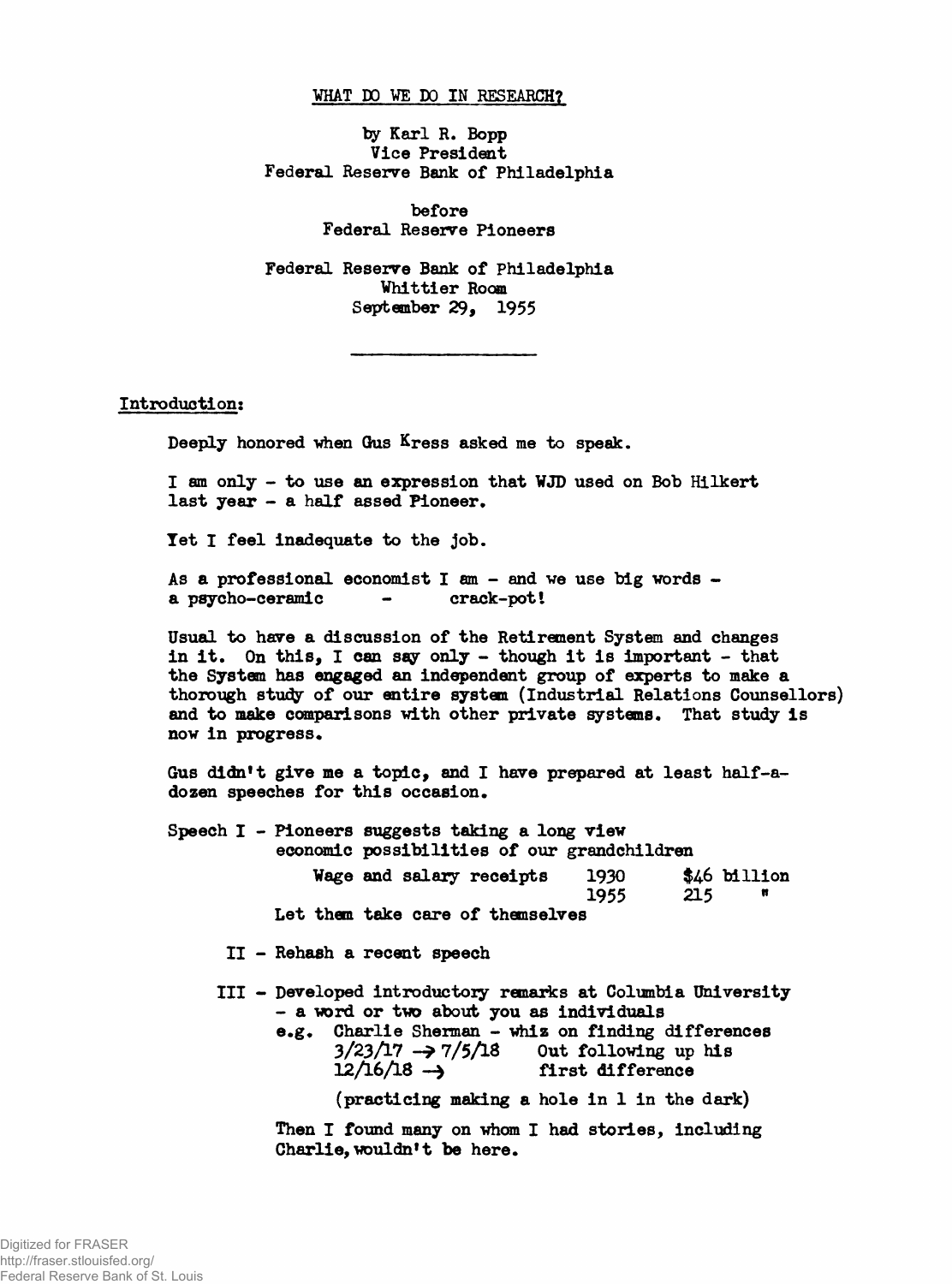# WHAT DO WE DO IN RESEARCH?

by Karl R. Bopp
Vice President
Federal Reserve Bank of Philadelphia

before
Federal Reserve Pioneers

Federal Reserve Bank of Philadelphia
Whittier Room
September 29, 1955

---

## Introduction:

Deeply honored when Gus Kress asked me to speak.

I am only - to use an expression that WJD used on Bob Hilkert last year - a half assed Pioneer.

Yet I feel inadequate to the job.

As a professional economist I am - and we use big words - a psycho-ceramic - crack-pot!

Usual to have a discussion of the Retirement System and changes in it. On this, I can say only - though it is important - that the System has engaged an independent group of experts to make a thorough study of our entire system (Industrial Relations Counsellors) and to make comparisons with other private systems. That study is now in progress.

Gus didn't give me a topic, and I have prepared at least half-a-dozen speeches for this occasion.

Speech I - Pioneers suggests taking a long view
economic possibilities of our grandchildren

| | | |
|---|---|---|
| Wage and salary receipts | 1930 | $46 billion |
| | 1955 | 215 " |

Let them take care of themselves

II - Rehash a recent speech

III - Developed introductory remarks at Columbia University
- a word or two about you as individuals

e.g. Charlie Sherman - whiz on finding differences
3/23/17 → 7/5/18 Out following up his
12/16/18 → first difference

(practicing making a hole in 1 in the dark)

Then I found many on whom I had stories, including Charlie, wouldn't be here.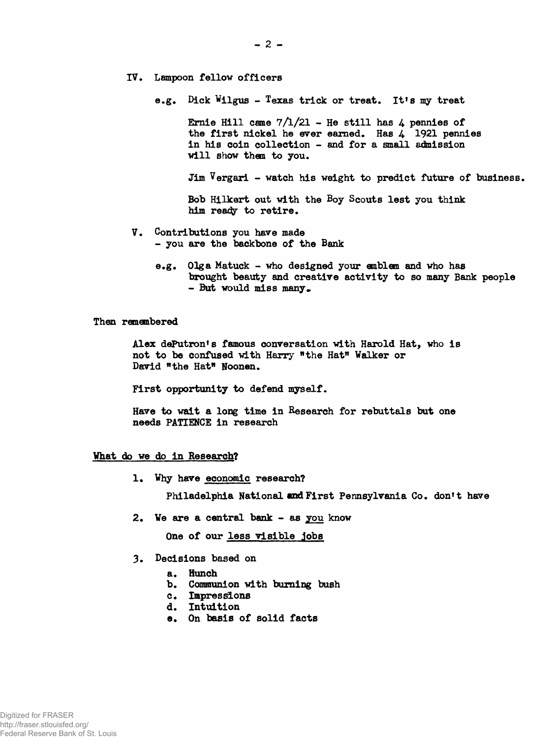IV. Lampoon fellow officers

e.g. Dick Wilgus - Texas trick or treat. It's my treat

Ernie Hill came 7/1/21 - He still has 4 pennies of the first nickel he ever earned. Has 4 1921 pennies in his coin collection - and for a small admission will show them to you.

Jim Vergari - watch his weight to predict future of business.

Bob Hilkert out with the Boy Scouts lest you think him ready to retire.

V. Contributions you have made
- you are the backbone of the Bank

e.g. Olga Matuck - who designed your emblem and who has brought beauty and creative activity to so many Bank people - But would miss many.

Then remembered

Alex dePutron's famous conversation with Harold Hat, who is not to be confused with Harry "the Hat" Walker or David "the Hat" Noonen.

First opportunity to defend myself.

Have to wait a long time in Research for rebuttals but one needs PATIENCE in research

<u>What do we do in Research?</u>

1. Why have <u>economic</u> research?

   Philadelphia National and First Pennsylvania Co. don't have

2. We are a central bank - as <u>you</u> know

   One of our <u>less visible jobs</u>

3. Decisions based on

   a. Hunch
   b. Communion with burning bush
   c. Impressions
   d. Intuition
   e. On basis of solid facts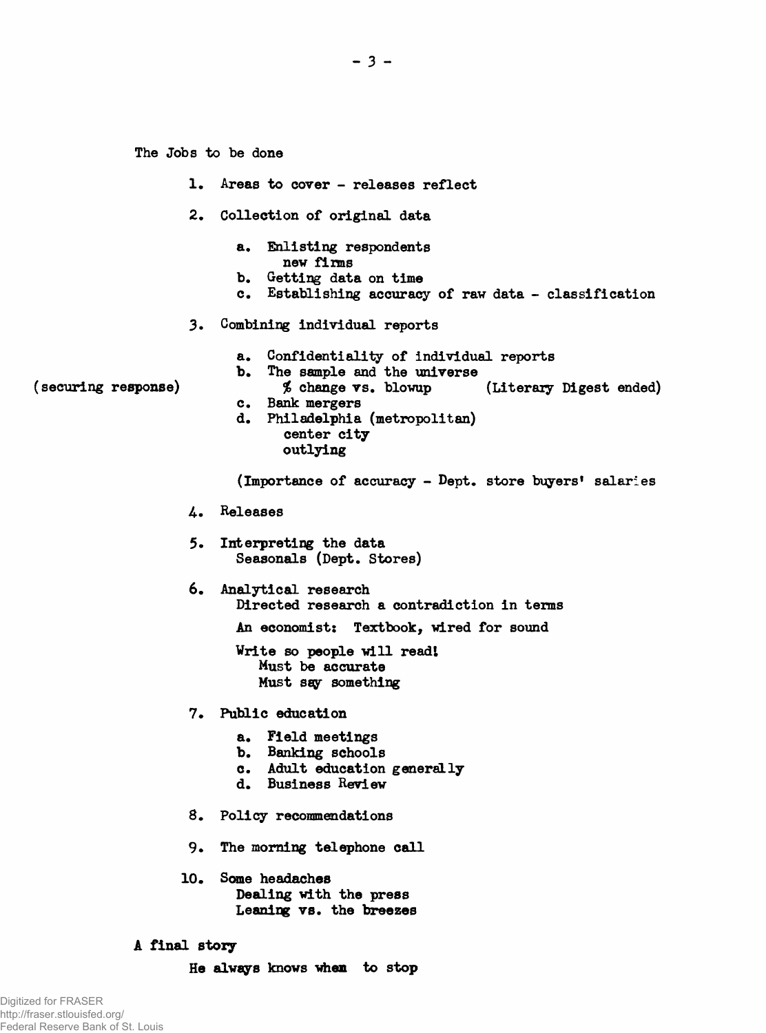The Jobs to be done

1. Areas to cover - releases reflect

2. Collection of original data

   a. Enlisting respondents
      new firms
   b. Getting data on time
   c. Establishing accuracy of raw data - classification

3. Combining individual reports

   a. Confidentiality of individual reports
   b. The sample and the universe
      % change vs. blowup (Literary Digest ended)
   c. Bank mergers
   d. Philadelphia (metropolitan)
      center city
      outlying

   (securing response)

   (Importance of accuracy - Dept. store buyers' salaries

4. Releases

5. Interpreting the data
   Seasonals (Dept. Stores)

6. Analytical research
   Directed research a contradiction in terms

   An economist: Textbook, wired for sound

   Write so people will read!
      Must be accurate
      Must say something

7. Public education

   a. Field meetings
   b. Banking schools
   c. Adult education generally
   d. Business Review

8. Policy recommendations

9. The morning telephone call

10. Some headaches
    Dealing with the press
    Leaning vs. the breezes

**A final story**

**He always knows when to stop**